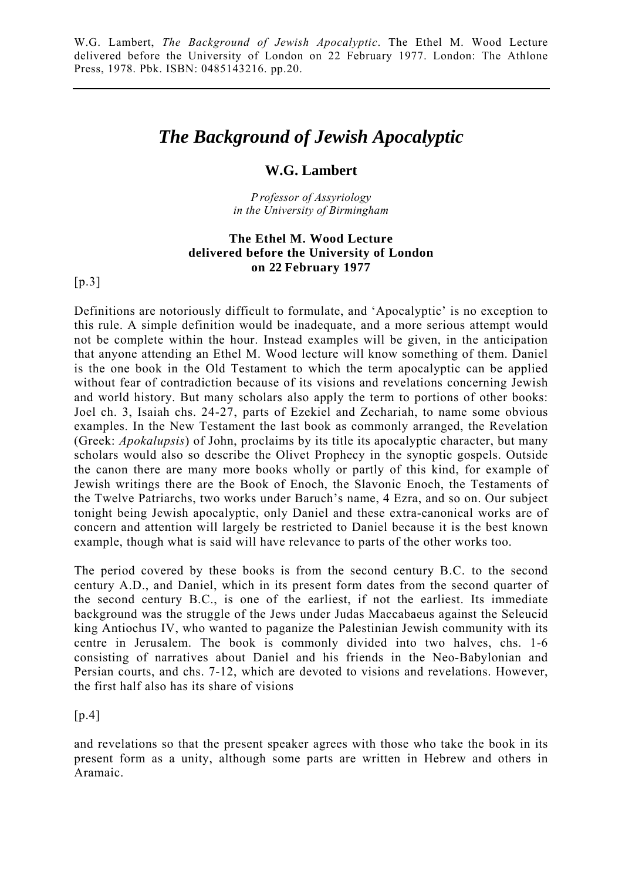W.G. Lambert, *The Background of Jewish Apocalyptic*. The Ethel M. Wood Lecture delivered before the University of London on 22 February 1977. London: The Athlone Press, 1978. Pbk. ISBN: 0485143216. pp.20.

---

# *The Background of Jewish Apocalyptic*

### W.G. Lambert

*Professor of Assyriology*
*in the University of Birmingham*

**The Ethel M. Wood Lecture**
**delivered before the University of London**
**on 22 February 1977**

[p.3]

Definitions are notoriously difficult to formulate, and 'Apocalyptic' is no exception to this rule. A simple definition would be inadequate, and a more serious attempt would not be complete within the hour. Instead examples will be given, in the anticipation that anyone attending an Ethel M. Wood lecture will know something of them. Daniel is the one book in the Old Testament to which the term apocalyptic can be applied without fear of contradiction because of its visions and revelations concerning Jewish and world history. But many scholars also apply the term to portions of other books: Joel ch. 3, Isaiah chs. 24-27, parts of Ezekiel and Zechariah, to name some obvious examples. In the New Testament the last book as commonly arranged, the Revelation (Greek: *Apokalupsis*) of John, proclaims by its title its apocalyptic character, but many scholars would also so describe the Olivet Prophecy in the synoptic gospels. Outside the canon there are many more books wholly or partly of this kind, for example of Jewish writings there are the Book of Enoch, the Slavonic Enoch, the Testaments of the Twelve Patriarchs, two works under Baruch's name, 4 Ezra, and so on. Our subject tonight being Jewish apocalyptic, only Daniel and these extra-canonical works are of concern and attention will largely be restricted to Daniel because it is the best known example, though what is said will have relevance to parts of the other works too.

The period covered by these books is from the second century B.C. to the second century A.D., and Daniel, which in its present form dates from the second quarter of the second century B.C., is one of the earliest, if not the earliest. Its immediate background was the struggle of the Jews under Judas Maccabaeus against the Seleucid king Antiochus IV, who wanted to paganize the Palestinian Jewish community with its centre in Jerusalem. The book is commonly divided into two halves, chs. 1-6 consisting of narratives about Daniel and his friends in the Neo-Babylonian and Persian courts, and chs. 7-12, which are devoted to visions and revelations. However, the first half also has its share of visions

[p.4]

and revelations so that the present speaker agrees with those who take the book in its present form as a unity, although some parts are written in Hebrew and others in Aramaic.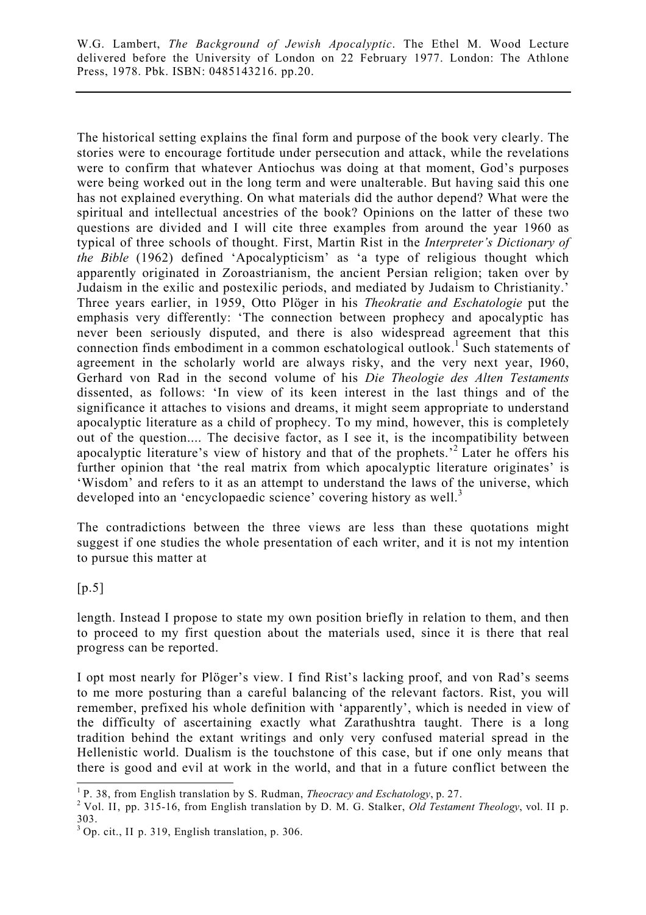The historical setting explains the final form and purpose of the book very clearly. The stories were to encourage fortitude under persecution and attack, while the revelations were to confirm that whatever Antiochus was doing at that moment, God's purposes were being worked out in the long term and were unalterable. But having said this one has not explained everything. On what materials did the author depend? What were the spiritual and intellectual ancestries of the book? Opinions on the latter of these two questions are divided and I will cite three examples from around the year 1960 as typical of three schools of thought. First, Martin Rist in the *Interpreter's Dictionary of the Bible* (1962) defined 'Apocalypticism' as 'a type of religious thought which apparently originated in Zoroastrianism, the ancient Persian religion; taken over by Judaism in the exilic and postexilic periods, and mediated by Judaism to Christianity.' Three years earlier, in 1959, Otto Plöger in his *Theokratie and Eschatologie* put the emphasis very differently: 'The connection between prophecy and apocalyptic has never been seriously disputed, and there is also widespread agreement that this connection finds embodiment in a common eschatological outlook.[1] Such statements of agreement in the scholarly world are always risky, and the very next year, I960, Gerhard von Rad in the second volume of his *Die Theologie des Alten Testaments* dissented, as follows: 'In view of its keen interest in the last things and of the significance it attaches to visions and dreams, it might seem appropriate to understand apocalyptic literature as a child of prophecy. To my mind, however, this is completely out of the question.... The decisive factor, as I see it, is the incompatibility between apocalyptic literature's view of history and that of the prophets.'[2] Later he offers his further opinion that 'the real matrix from which apocalyptic literature originates' is 'Wisdom' and refers to it as an attempt to understand the laws of the universe, which developed into an 'encyclopaedic science' covering history as well.[3]

The contradictions between the three views are less than these quotations might suggest if one studies the whole presentation of each writer, and it is not my intention to pursue this matter at

[p.5]

length. Instead I propose to state my own position briefly in relation to them, and then to proceed to my first question about the materials used, since it is there that real progress can be reported.

I opt most nearly for Plöger's view. I find Rist's lacking proof, and von Rad's seems to me more posturing than a careful balancing of the relevant factors. Rist, you will remember, prefixed his whole definition with 'apparently', which is needed in view of the difficulty of ascertaining exactly what Zarathushtra taught. There is a long tradition behind the extant writings and only very confused material spread in the Hellenistic world. Dualism is the touchstone of this case, but if one only means that there is good and evil at work in the world, and that in a future conflict between the

---

[1] P. 38, from English translation by S. Rudman, *Theocracy and Eschatology*, p. 27.

[2] Vol. II, pp. 315-16, from English translation by D. M. G. Stalker, *Old Testament Theology*, vol. II p. 303.

[3] Op. cit., II p. 319, English translation, p. 306.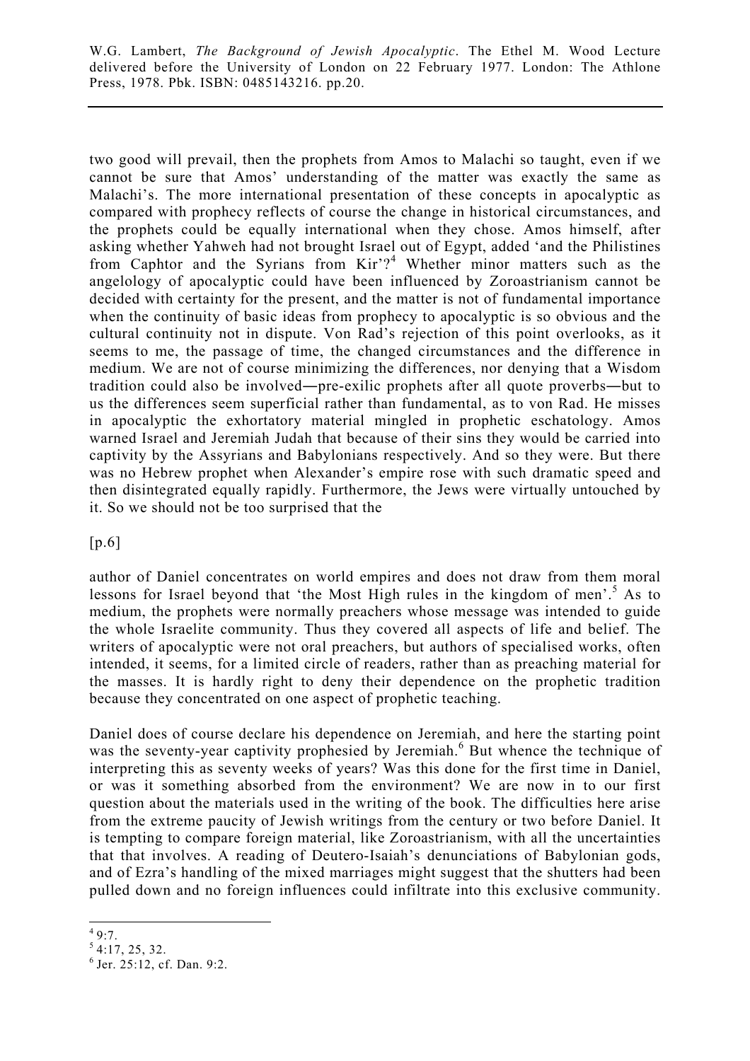two good will prevail, then the prophets from Amos to Malachi so taught, even if we cannot be sure that Amos' understanding of the matter was exactly the same as Malachi's. The more international presentation of these concepts in apocalyptic as compared with prophecy reflects of course the change in historical circumstances, and the prophets could be equally international when they chose. Amos himself, after asking whether Yahweh had not brought Israel out of Egypt, added 'and the Philistines from Caphtor and the Syrians from Kir'?[4] Whether minor matters such as the angelology of apocalyptic could have been influenced by Zoroastrianism cannot be decided with certainty for the present, and the matter is not of fundamental importance when the continuity of basic ideas from prophecy to apocalyptic is so obvious and the cultural continuity not in dispute. Von Rad's rejection of this point overlooks, as it seems to me, the passage of time, the changed circumstances and the difference in medium. We are not of course minimizing the differences, nor denying that a Wisdom tradition could also be involved—pre-exilic prophets after all quote proverbs—but to us the differences seem superficial rather than fundamental, as to von Rad. He misses in apocalyptic the exhortatory material mingled in prophetic eschatology. Amos warned Israel and Jeremiah Judah that because of their sins they would be carried into captivity by the Assyrians and Babylonians respectively. And so they were. But there was no Hebrew prophet when Alexander's empire rose with such dramatic speed and then disintegrated equally rapidly. Furthermore, the Jews were virtually untouched by it. So we should not be too surprised that the

[p.6]

author of Daniel concentrates on world empires and does not draw from them moral lessons for Israel beyond that 'the Most High rules in the kingdom of men'.[5] As to medium, the prophets were normally preachers whose message was intended to guide the whole Israelite community. Thus they covered all aspects of life and belief. The writers of apocalyptic were not oral preachers, but authors of specialised works, often intended, it seems, for a limited circle of readers, rather than as preaching material for the masses. It is hardly right to deny their dependence on the prophetic tradition because they concentrated on one aspect of prophetic teaching.

Daniel does of course declare his dependence on Jeremiah, and here the starting point was the seventy-year captivity prophesied by Jeremiah.[6] But whence the technique of interpreting this as seventy weeks of years? Was this done for the first time in Daniel, or was it something absorbed from the environment? We are now in to our first question about the materials used in the writing of the book. The difficulties here arise from the extreme paucity of Jewish writings from the century or two before Daniel. It is tempting to compare foreign material, like Zoroastrianism, with all the uncertainties that that involves. A reading of Deutero-Isaiah's denunciations of Babylonian gods, and of Ezra's handling of the mixed marriages might suggest that the shutters had been pulled down and no foreign influences could infiltrate into this exclusive community.

---

[4] 9:7.

[5] 4:17, 25, 32.

[6] Jer. 25:12, cf. Dan. 9:2.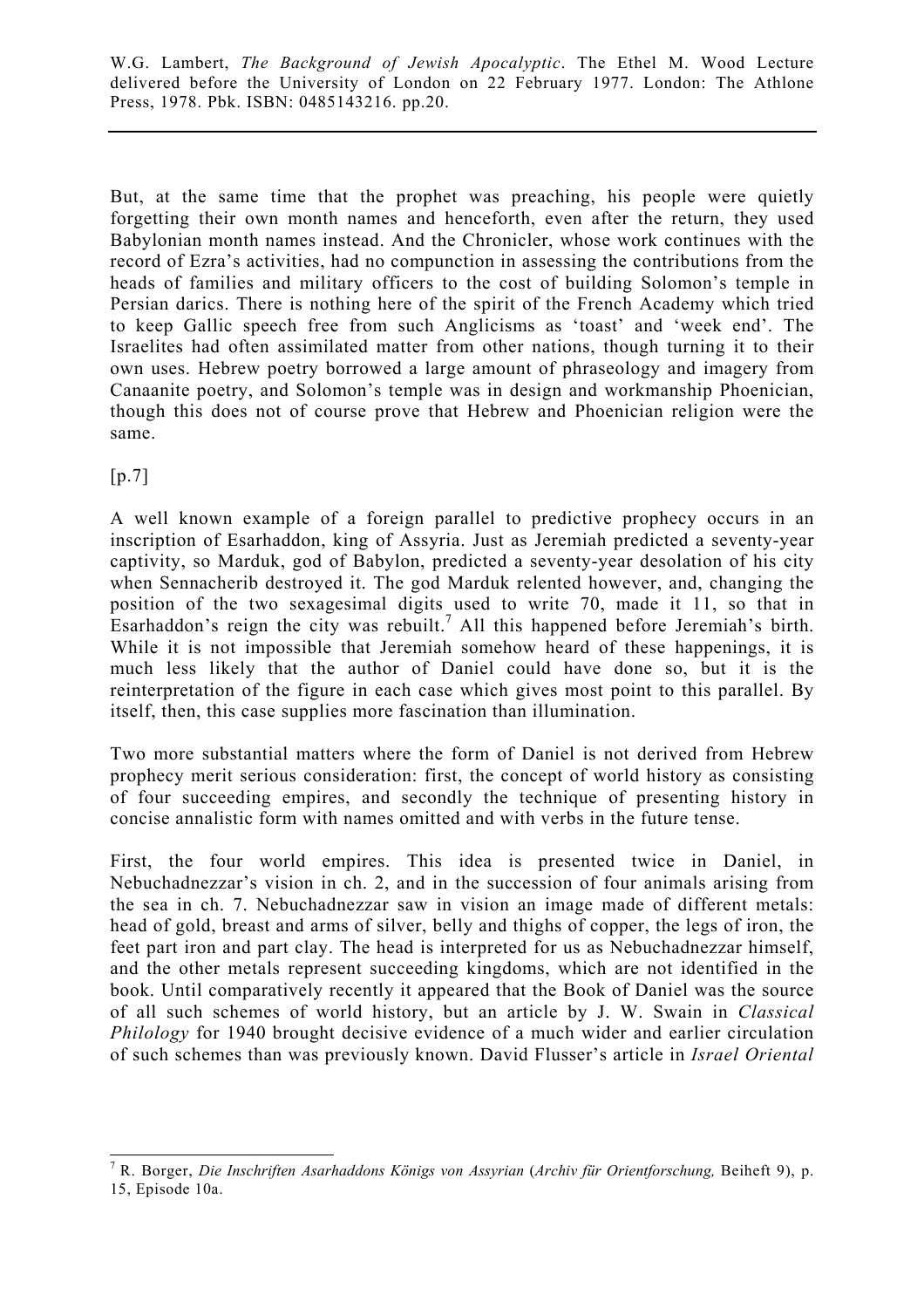But, at the same time that the prophet was preaching, his people were quietly forgetting their own month names and henceforth, even after the return, they used Babylonian month names instead. And the Chronicler, whose work continues with the record of Ezra's activities, had no compunction in assessing the contributions from the heads of families and military officers to the cost of building Solomon's temple in Persian darics. There is nothing here of the spirit of the French Academy which tried to keep Gallic speech free from such Anglicisms as 'toast' and 'week end'. The Israelites had often assimilated matter from other nations, though turning it to their own uses. Hebrew poetry borrowed a large amount of phraseology and imagery from Canaanite poetry, and Solomon's temple was in design and workmanship Phoenician, though this does not of course prove that Hebrew and Phoenician religion were the same.

[p.7]

A well known example of a foreign parallel to predictive prophecy occurs in an inscription of Esarhaddon, king of Assyria. Just as Jeremiah predicted a seventy-year captivity, so Marduk, god of Babylon, predicted a seventy-year desolation of his city when Sennacherib destroyed it. The god Marduk relented however, and, changing the position of the two sexagesimal digits used to write 70, made it 11, so that in Esarhaddon's reign the city was rebuilt.[7] All this happened before Jeremiah's birth. While it is not impossible that Jeremiah somehow heard of these happenings, it is much less likely that the author of Daniel could have done so, but it is the reinterpretation of the figure in each case which gives most point to this parallel. By itself, then, this case supplies more fascination than illumination.

Two more substantial matters where the form of Daniel is not derived from Hebrew prophecy merit serious consideration: first, the concept of world history as consisting of four succeeding empires, and secondly the technique of presenting history in concise annalistic form with names omitted and with verbs in the future tense.

First, the four world empires. This idea is presented twice in Daniel, in Nebuchadnezzar's vision in ch. 2, and in the succession of four animals arising from the sea in ch. 7. Nebuchadnezzar saw in vision an image made of different metals: head of gold, breast and arms of silver, belly and thighs of copper, the legs of iron, the feet part iron and part clay. The head is interpreted for us as Nebuchadnezzar himself, and the other metals represent succeeding kingdoms, which are not identified in the book. Until comparatively recently it appeared that the Book of Daniel was the source of all such schemes of world history, but an article by J. W. Swain in *Classical Philology* for 1940 brought decisive evidence of a much wider and earlier circulation of such schemes than was previously known. David Flusser's article in *Israel Oriental*

---

[7] R. Borger, *Die Inschriften Asarhaddons Königs von Assyrian* (*Archiv für Orientforschung,* Beiheft 9), p. 15, Episode 10a.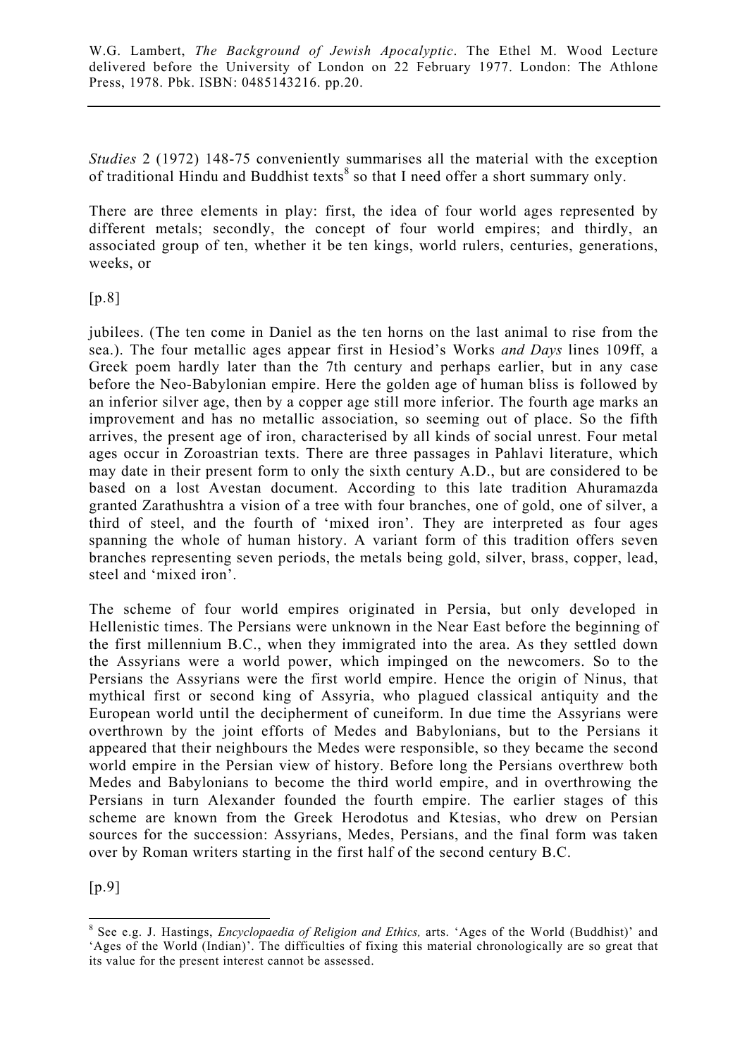*Studies* 2 (1972) 148-75 conveniently summarises all the material with the exception of traditional Hindu and Buddhist texts[8] so that I need offer a short summary only.

There are three elements in play: first, the idea of four world ages represented by different metals; secondly, the concept of four world empires; and thirdly, an associated group of ten, whether it be ten kings, world rulers, centuries, generations, weeks, or

[p.8]

jubilees. (The ten come in Daniel as the ten horns on the last animal to rise from the sea.). The four metallic ages appear first in Hesiod's Works *and Days* lines 109ff, a Greek poem hardly later than the 7th century and perhaps earlier, but in any case before the Neo-Babylonian empire. Here the golden age of human bliss is followed by an inferior silver age, then by a copper age still more inferior. The fourth age marks an improvement and has no metallic association, so seeming out of place. So the fifth arrives, the present age of iron, characterised by all kinds of social unrest. Four metal ages occur in Zoroastrian texts. There are three passages in Pahlavi literature, which may date in their present form to only the sixth century A.D., but are considered to be based on a lost Avestan document. According to this late tradition Ahuramazda granted Zarathushtra a vision of a tree with four branches, one of gold, one of silver, a third of steel, and the fourth of 'mixed iron'. They are interpreted as four ages spanning the whole of human history. A variant form of this tradition offers seven branches representing seven periods, the metals being gold, silver, brass, copper, lead, steel and 'mixed iron'.

The scheme of four world empires originated in Persia, but only developed in Hellenistic times. The Persians were unknown in the Near East before the beginning of the first millennium B.C., when they immigrated into the area. As they settled down the Assyrians were a world power, which impinged on the newcomers. So to the Persians the Assyrians were the first world empire. Hence the origin of Ninus, that mythical first or second king of Assyria, who plagued classical antiquity and the European world until the decipherment of cuneiform. In due time the Assyrians were overthrown by the joint efforts of Medes and Babylonians, but to the Persians it appeared that their neighbours the Medes were responsible, so they became the second world empire in the Persian view of history. Before long the Persians overthrew both Medes and Babylonians to become the third world empire, and in overthrowing the Persians in turn Alexander founded the fourth empire. The earlier stages of this scheme are known from the Greek Herodotus and Ktesias, who drew on Persian sources for the succession: Assyrians, Medes, Persians, and the final form was taken over by Roman writers starting in the first half of the second century B.C.

[p.9]

---

[8] See e.g. J. Hastings, *Encyclopaedia of Religion and Ethics,* arts. 'Ages of the World (Buddhist)' and 'Ages of the World (Indian)'. The difficulties of fixing this material chronologically are so great that its value for the present interest cannot be assessed.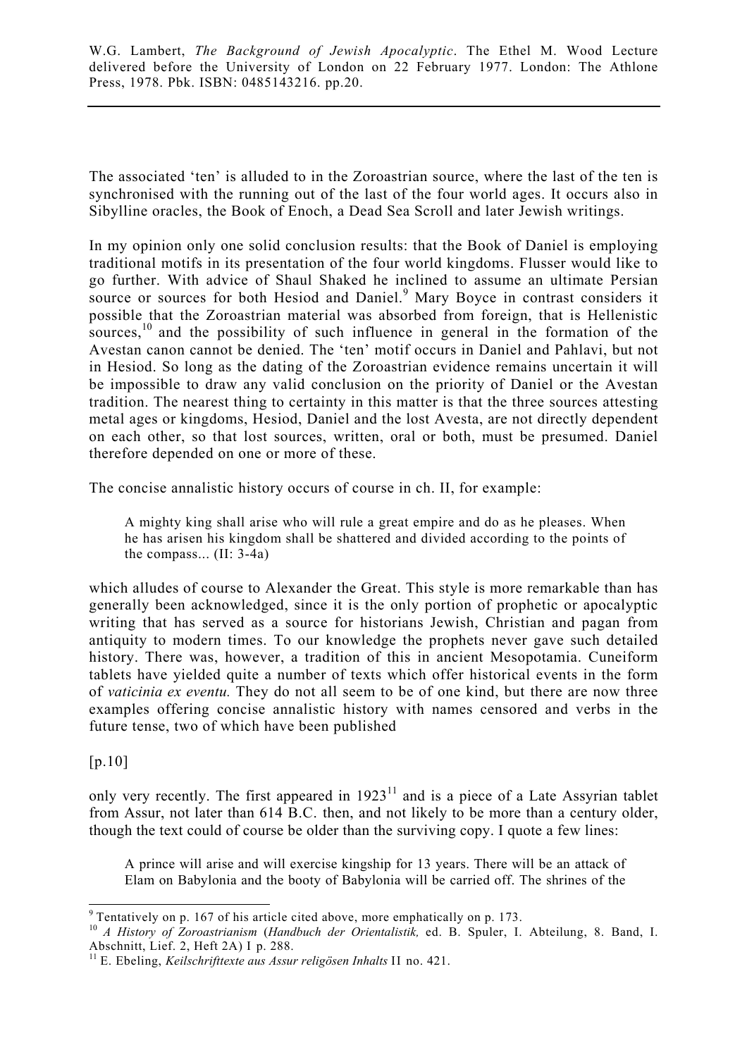The associated 'ten' is alluded to in the Zoroastrian source, where the last of the ten is synchronised with the running out of the last of the four world ages. It occurs also in Sibylline oracles, the Book of Enoch, a Dead Sea Scroll and later Jewish writings.

In my opinion only one solid conclusion results: that the Book of Daniel is employing traditional motifs in its presentation of the four world kingdoms. Flusser would like to go further. With advice of Shaul Shaked he inclined to assume an ultimate Persian source or sources for both Hesiod and Daniel.[9] Mary Boyce in contrast considers it possible that the Zoroastrian material was absorbed from foreign, that is Hellenistic sources,[10] and the possibility of such influence in general in the formation of the Avestan canon cannot be denied. The 'ten' motif occurs in Daniel and Pahlavi, but not in Hesiod. So long as the dating of the Zoroastrian evidence remains uncertain it will be impossible to draw any valid conclusion on the priority of Daniel or the Avestan tradition. The nearest thing to certainty in this matter is that the three sources attesting metal ages or kingdoms, Hesiod, Daniel and the lost Avesta, are not directly dependent on each other, so that lost sources, written, oral or both, must be presumed. Daniel therefore depended on one or more of these.

The concise annalistic history occurs of course in ch. II, for example:

> A mighty king shall arise who will rule a great empire and do as he pleases. When he has arisen his kingdom shall be shattered and divided according to the points of the compass... (II: 3-4a)

which alludes of course to Alexander the Great. This style is more remarkable than has generally been acknowledged, since it is the only portion of prophetic or apocalyptic writing that has served as a source for historians Jewish, Christian and pagan from antiquity to modern times. To our knowledge the prophets never gave such detailed history. There was, however, a tradition of this in ancient Mesopotamia. Cuneiform tablets have yielded quite a number of texts which offer historical events in the form of *vaticinia ex eventu.* They do not all seem to be of one kind, but there are now three examples offering concise annalistic history with names censored and verbs in the future tense, two of which have been published

[p.10]

only very recently. The first appeared in 1923[11] and is a piece of a Late Assyrian tablet from Assur, not later than 614 B.C. then, and not likely to be more than a century older, though the text could of course be older than the surviving copy. I quote a few lines:

> A prince will arise and will exercise kingship for 13 years. There will be an attack of Elam on Babylonia and the booty of Babylonia will be carried off. The shrines of the

---

[9] Tentatively on p. 167 of his article cited above, more emphatically on p. 173.

[10] *A History of Zoroastrianism* (*Handbuch der Orientalistik,* ed. B. Spuler, I. Abteilung, 8. Band, I. Abschnitt, Lief. 2, Heft 2A) I p. 288.

[11] E. Ebeling, *Keilschrifttexte aus Assur religösen Inhalts* II no. 421.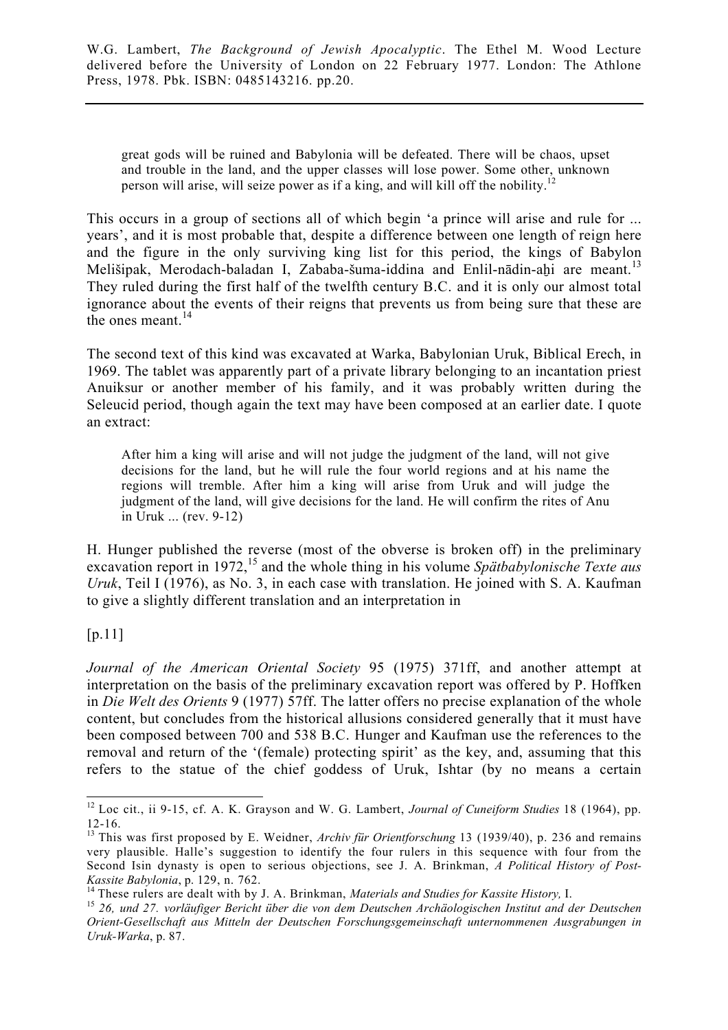> great gods will be ruined and Babylonia will be defeated. There will be chaos, upset and trouble in the land, and the upper classes will lose power. Some other, unknown person will arise, will seize power as if a king, and will kill off the nobility.[12]

This occurs in a group of sections all of which begin 'a prince will arise and rule for ... years', and it is most probable that, despite a difference between one length of reign here and the figure in the only surviving king list for this period, the kings of Babylon Melišipak, Merodach-baladan I, Zababa-šuma-iddina and Enlil-nādin-aḫi are meant.[13] They ruled during the first half of the twelfth century B.C. and it is only our almost total ignorance about the events of their reigns that prevents us from being sure that these are the ones meant.[14]

The second text of this kind was excavated at Warka, Babylonian Uruk, Biblical Erech, in 1969. The tablet was apparently part of a private library belonging to an incantation priest Anuiksur or another member of his family, and it was probably written during the Seleucid period, though again the text may have been composed at an earlier date. I quote an extract:

> After him a king will arise and will not judge the judgment of the land, will not give decisions for the land, but he will rule the four world regions and at his name the regions will tremble. After him a king will arise from Uruk and will judge the judgment of the land, will give decisions for the land. He will confirm the rites of Anu in Uruk ... (rev. 9-12)

H. Hunger published the reverse (most of the obverse is broken off) in the preliminary excavation report in 1972,[15] and the whole thing in his volume *Spätbabylonische Texte aus Uruk*, Teil I (1976), as No. 3, in each case with translation. He joined with S. A. Kaufman to give a slightly different translation and an interpretation in

[p.11]

*Journal of the American Oriental Society* 95 (1975) 371ff, and another attempt at interpretation on the basis of the preliminary excavation report was offered by P. Hoffken in *Die Welt des Orients* 9 (1977) 57ff. The latter offers no precise explanation of the whole content, but concludes from the historical allusions considered generally that it must have been composed between 700 and 538 B.C. Hunger and Kaufman use the references to the removal and return of the '(female) protecting spirit' as the key, and, assuming that this refers to the statue of the chief goddess of Uruk, Ishtar (by no means a certain

---

[12] Loc cit., ii 9-15, cf. A. K. Grayson and W. G. Lambert, *Journal of Cuneiform Studies* 18 (1964), pp. 12-16.

[13] This was first proposed by E. Weidner, *Archiv für Orientforschung* 13 (1939/40), p. 236 and remains very plausible. Halle's suggestion to identify the four rulers in this sequence with four from the Second Isin dynasty is open to serious objections, see J. A. Brinkman, *A Political History of Post-Kassite Babylonia*, p. 129, n. 762.

[14] These rulers are dealt with by J. A. Brinkman, *Materials and Studies for Kassite History,* I.

[15] *26, und 27. vorläufiger Bericht über die von dem Deutschen Archäologischen Institut and der Deutschen Orient-Gesellschaft aus Mitteln der Deutschen Forschungsgemeinschaft unternommenen Ausgrabungen in Uruk-Warka*, p. 87.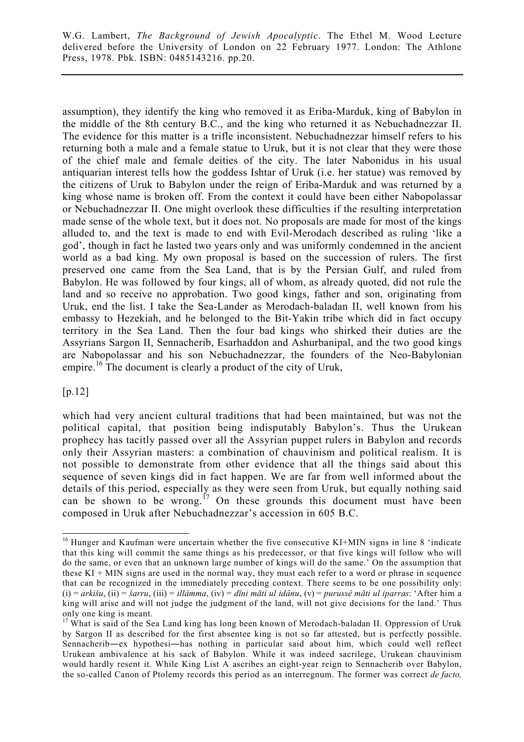assumption), they identify the king who removed it as Eriba-Marduk, king of Babylon in the middle of the 8th century B.C., and the king who returned it as Nebuchadnezzar II. The evidence for this matter is a trifle inconsistent. Nebuchadnezzar himself refers to his returning both a male and a female statue to Uruk, but it is not clear that they were those of the chief male and female deities of the city. The later Nabonidus in his usual antiquarian interest tells how the goddess Ishtar of Uruk (i.e. her statue) was removed by the citizens of Uruk to Babylon under the reign of Eriba-Marduk and was returned by a king whose name is broken off. From the context it could have been either Nabopolassar or Nebuchadnezzar II. One might overlook these difficulties if the resulting interpretation made sense of the whole text, but it does not. No proposals are made for most of the kings alluded to, and the text is made to end with Evil-Merodach described as ruling 'like a god', though in fact he lasted two years only and was uniformly condemned in the ancient world as a bad king. My own proposal is based on the succession of rulers. The first preserved one came from the Sea Land, that is by the Persian Gulf, and ruled from Babylon. He was followed by four kings, all of whom, as already quoted, did not rule the land and so receive no approbation. Two good kings, father and son, originating from Uruk, end the list. I take the Sea-Lander as Merodach-baladan II, well known from his embassy to Hezekiah, and he belonged to the Bit-Yakin tribe which did in fact occupy territory in the Sea Land. Then the four bad kings who shirked their duties are the Assyrians Sargon II, Sennacherib, Esarhaddon and Ashurbanipal, and the two good kings are Nabopolassar and his son Nebuchadnezzar, the founders of the Neo-Babylonian empire.[16] The document is clearly a product of the city of Uruk,

[p.12]

which had very ancient cultural traditions that had been maintained, but was not the political capital, that position being indisputably Babylon's. Thus the Urukean prophecy has tacitly passed over all the Assyrian puppet rulers in Babylon and records only their Assyrian masters: a combination of chauvinism and political realism. It is not possible to demonstrate from other evidence that all the things said about this sequence of seven kings did in fact happen. We are far from well informed about the details of this period, especially as they were seen from Uruk, but equally nothing said can be shown to be wrong.[17] On these grounds this document must have been composed in Uruk after Nebuchadnezzar's accession in 605 B.C.

---

[16] Hunger and Kaufman were uncertain whether the five consecutive KI+MIN signs in line 8 'indicate that this king will commit the same things as his predecessor, or that five kings will follow who will do the same, or even that an unknown large number of kings will do the same.' On the assumption that these KI + MIN signs are used in the normal way, they must each refer to a word or phrase in sequence that can be recognized in the immediately preceding context. There seems to be one possibility only: (i) = *arkišu*, (ii) = *šarru*, (iii) = *illâmma*, (iv) = *dīni māti ul idânu*, (v) = *purussê māti ul iparras*: 'After him a king will arise and will not judge the judgment of the land, will not give decisions for the land.' Thus only one king is meant.

[17] What is said of the Sea Land king has long been known of Merodach-baladan II. Oppression of Uruk by Sargon II as described for the first absentee king is not so far attested, but is perfectly possible. Sennacherib―ex hypothesi―has nothing in particular said about him, which could well reflect Urukean ambivalence at his sack of Babylon. While it was indeed sacrilege, Urukean chauvinism would hardly resent it. While King List A ascribes an eight-year reign to Sennacherib over Babylon, the so-called Canon of Ptolemy records this period as an interregnum. The former was correct *de facto,*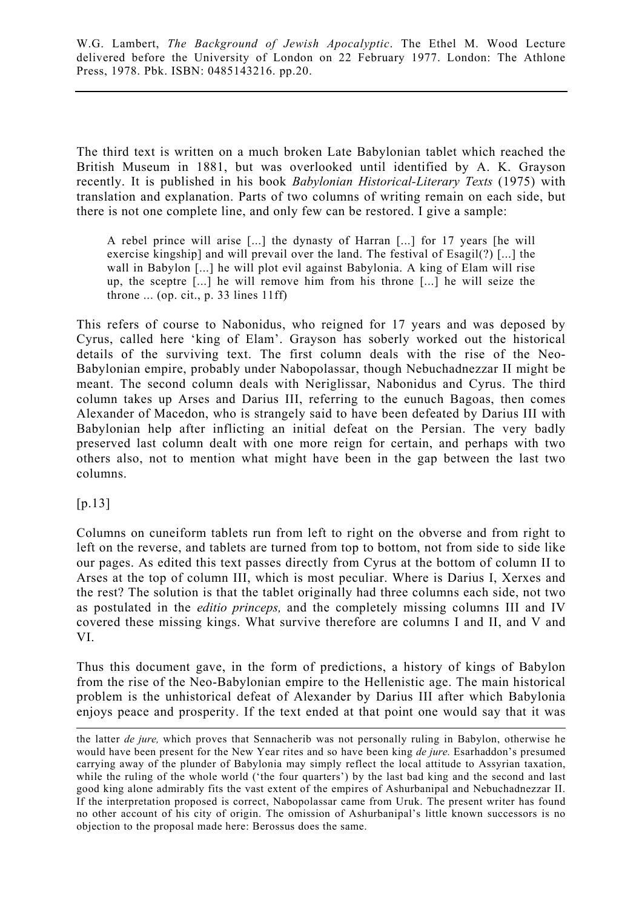The third text is written on a much broken Late Babylonian tablet which reached the British Museum in 1881, but was overlooked until identified by A. K. Grayson recently. It is published in his book *Babylonian Historical-Literary Texts* (1975) with translation and explanation. Parts of two columns of writing remain on each side, but there is not one complete line, and only few can be restored. I give a sample:

> A rebel prince will arise [...] the dynasty of Harran [...] for 17 years [he will exercise kingship] and will prevail over the land. The festival of Esagil(?) [...] the wall in Babylon [...] he will plot evil against Babylonia. A king of Elam will rise up, the sceptre [...] he will remove him from his throne [...] he will seize the throne ... (op. cit., p. 33 lines 11ff)

This refers of course to Nabonidus, who reigned for 17 years and was deposed by Cyrus, called here 'king of Elam'. Grayson has soberly worked out the historical details of the surviving text. The first column deals with the rise of the Neo-Babylonian empire, probably under Nabopolassar, though Nebuchadnezzar II might be meant. The second column deals with Neriglissar, Nabonidus and Cyrus. The third column takes up Arses and Darius III, referring to the eunuch Bagoas, then comes Alexander of Macedon, who is strangely said to have been defeated by Darius III with Babylonian help after inflicting an initial defeat on the Persian. The very badly preserved last column dealt with one more reign for certain, and perhaps with two others also, not to mention what might have been in the gap between the last two columns.

[p.13]

Columns on cuneiform tablets run from left to right on the obverse and from right to left on the reverse, and tablets are turned from top to bottom, not from side to side like our pages. As edited this text passes directly from Cyrus at the bottom of column II to Arses at the top of column III, which is most peculiar. Where is Darius I, Xerxes and the rest? The solution is that the tablet originally had three columns each side, not two as postulated in the *editio princeps,* and the completely missing columns III and IV covered these missing kings. What survive therefore are columns I and II, and V and VI.

Thus this document gave, in the form of predictions, a history of kings of Babylon from the rise of the Neo-Babylonian empire to the Hellenistic age. The main historical problem is the unhistorical defeat of Alexander by Darius III after which Babylonia enjoys peace and prosperity. If the text ended at that point one would say that it was

---

the latter *de jure,* which proves that Sennacherib was not personally ruling in Babylon, otherwise he would have been present for the New Year rites and so have been king *de jure.* Esarhaddon's presumed carrying away of the plunder of Babylonia may simply reflect the local attitude to Assyrian taxation, while the ruling of the whole world ('the four quarters') by the last bad king and the second and last good king alone admirably fits the vast extent of the empires of Ashurbanipal and Nebuchadnezzar II. If the interpretation proposed is correct, Nabopolassar came from Uruk. The present writer has found no other account of his city of origin. The omission of Ashurbanipal's little known successors is no objection to the proposal made here: Berossus does the same.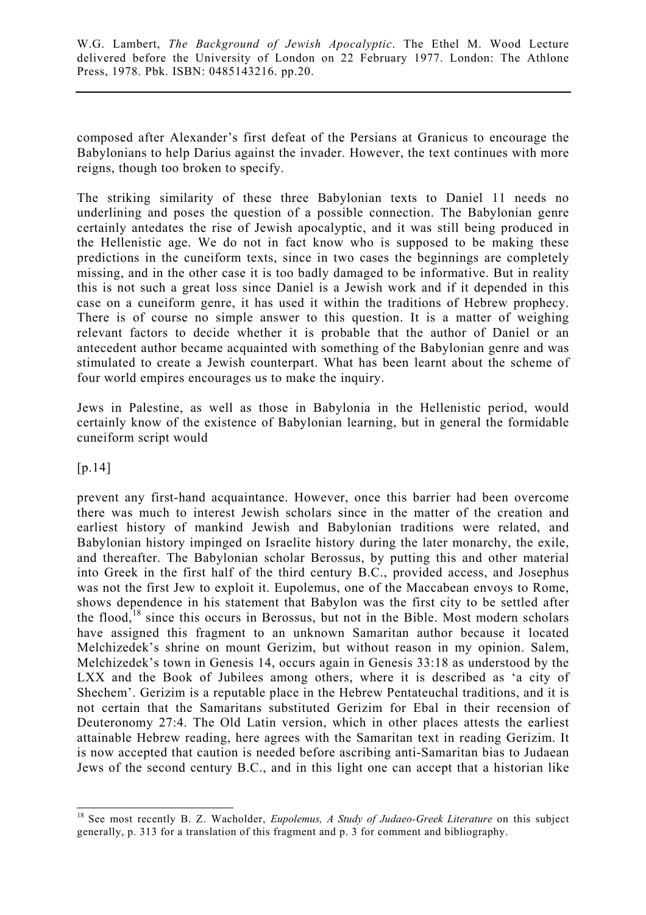composed after Alexander's first defeat of the Persians at Granicus to encourage the Babylonians to help Darius against the invader. However, the text continues with more reigns, though too broken to specify.

The striking similarity of these three Babylonian texts to Daniel 11 needs no underlining and poses the question of a possible connection. The Babylonian genre certainly antedates the rise of Jewish apocalyptic, and it was still being produced in the Hellenistic age. We do not in fact know who is supposed to be making these predictions in the cuneiform texts, since in two cases the beginnings are completely missing, and in the other case it is too badly damaged to be informative. But in reality this is not such a great loss since Daniel is a Jewish work and if it depended in this case on a cuneiform genre, it has used it within the traditions of Hebrew prophecy. There is of course no simple answer to this question. It is a matter of weighing relevant factors to decide whether it is probable that the author of Daniel or an antecedent author became acquainted with something of the Babylonian genre and was stimulated to create a Jewish counterpart. What has been learnt about the scheme of four world empires encourages us to make the inquiry.

Jews in Palestine, as well as those in Babylonia in the Hellenistic period, would certainly know of the existence of Babylonian learning, but in general the formidable cuneiform script would

[p.14]

prevent any first-hand acquaintance. However, once this barrier had been overcome there was much to interest Jewish scholars since in the matter of the creation and earliest history of mankind Jewish and Babylonian traditions were related, and Babylonian history impinged on Israelite history during the later monarchy, the exile, and thereafter. The Babylonian scholar Berossus, by putting this and other material into Greek in the first half of the third century B.C., provided access, and Josephus was not the first Jew to exploit it. Eupolemus, one of the Maccabean envoys to Rome, shows dependence in his statement that Babylon was the first city to be settled after the flood,[18] since this occurs in Berossus, but not in the Bible. Most modern scholars have assigned this fragment to an unknown Samaritan author because it located Melchizedek's shrine on mount Gerizim, but without reason in my opinion. Salem, Melchizedek's town in Genesis 14, occurs again in Genesis 33:18 as understood by the LXX and the Book of Jubilees among others, where it is described as 'a city of Shechem'. Gerizim is a reputable place in the Hebrew Pentateuchal traditions, and it is not certain that the Samaritans substituted Gerizim for Ebal in their recension of Deuteronomy 27:4. The Old Latin version, which in other places attests the earliest attainable Hebrew reading, here agrees with the Samaritan text in reading Gerizim. It is now accepted that caution is needed before ascribing anti-Samaritan bias to Judaean Jews of the second century B.C., and in this light one can accept that a historian like

---

[18] See most recently B. Z. Wacholder, *Eupolemus, A Study of Judaeo-Greek Literature* on this subject generally, p. 313 for a translation of this fragment and p. 3 for comment and bibliography.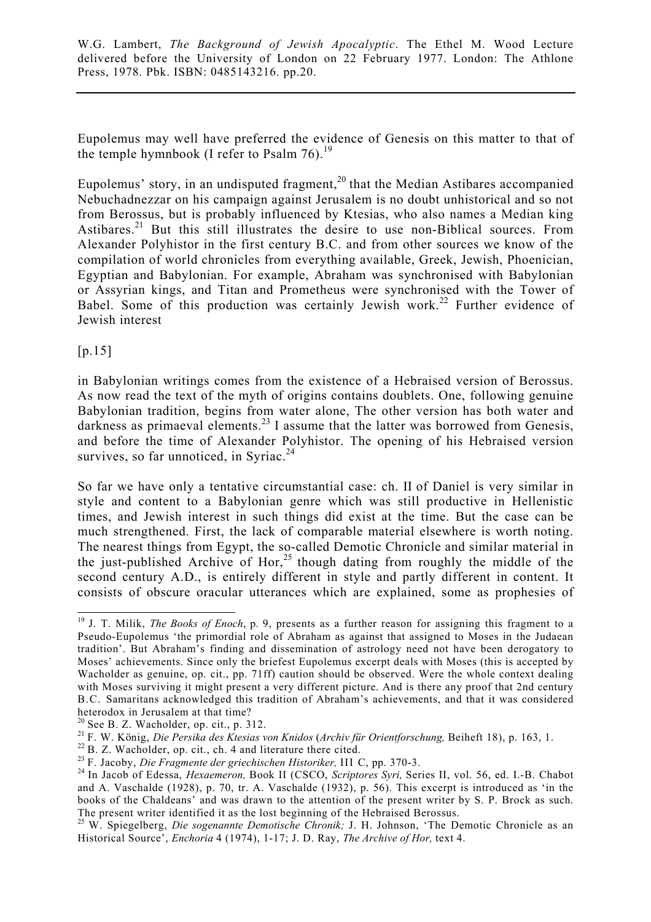Eupolemus may well have preferred the evidence of Genesis on this matter to that of the temple hymnbook (I refer to Psalm 76).[19]

Eupolemus' story, in an undisputed fragment,[20] that the Median Astibares accompanied Nebuchadnezzar on his campaign against Jerusalem is no doubt unhistorical and so not from Berossus, but is probably influenced by Ktesias, who also names a Median king Astibares.[21] But this still illustrates the desire to use non-Biblical sources. From Alexander Polyhistor in the first century B.C. and from other sources we know of the compilation of world chronicles from everything available, Greek, Jewish, Phoenician, Egyptian and Babylonian. For example, Abraham was synchronised with Babylonian or Assyrian kings, and Titan and Prometheus were synchronised with the Tower of Babel. Some of this production was certainly Jewish work.[22] Further evidence of Jewish interest

[p.15]

in Babylonian writings comes from the existence of a Hebraised version of Berossus. As now read the text of the myth of origins contains doublets. One, following genuine Babylonian tradition, begins from water alone, The other version has both water and darkness as primaeval elements.[23] I assume that the latter was borrowed from Genesis, and before the time of Alexander Polyhistor. The opening of his Hebraised version survives, so far unnoticed, in Syriac.[24]

So far we have only a tentative circumstantial case: ch. II of Daniel is very similar in style and content to a Babylonian genre which was still productive in Hellenistic times, and Jewish interest in such things did exist at the time. But the case can be much strengthened. First, the lack of comparable material elsewhere is worth noting. The nearest things from Egypt, the so-called Demotic Chronicle and similar material in the just-published Archive of Hor,[25] though dating from roughly the middle of the second century A.D., is entirely different in style and partly different in content. It consists of obscure oracular utterances which are explained, some as prophesies of

---

[19] J. T. Milik, *The Books of Enoch*, p. 9, presents as a further reason for assigning this fragment to a Pseudo-Eupolemus 'the primordial role of Abraham as against that assigned to Moses in the Judaean tradition'. But Abraham's finding and dissemination of astrology need not have been derogatory to Moses' achievements. Since only the briefest Eupolemus excerpt deals with Moses (this is accepted by Wacholder as genuine, op. cit., pp. 71ff) caution should be observed. Were the whole context dealing with Moses surviving it might present a very different picture. And is there any proof that 2nd century B.C. Samaritans acknowledged this tradition of Abraham's achievements, and that it was considered heterodox in Jerusalem at that time?

[20] See B. Z. Wacholder, op. cit., p. 312.

[21] F. W. König, *Die Persika des Ktesias von Knidos* (*Archiv für Orientforschung,* Beiheft 18), p. 163, 1.

[22] B. Z. Wacholder, op. cit., ch. 4 and literature there cited.

[23] F. Jacoby, *Die Fragmente der griechischen Historiker,* III C, pp. 370-3.

[24] In Jacob of Edessa, *Hexaemeron,* Book II (CSCO, *Scriptores Syri,* Series II, vol. 56, ed. I.-B. Chabot and A. Vaschalde (1928), p. 70, tr. A. Vaschalde (1932), p. 56). This excerpt is introduced as 'in the books of the Chaldeans' and was drawn to the attention of the present writer by S. P. Brock as such. The present writer identified it as the lost beginning of the Hebraised Berossus.

[25] W. Spiegelberg, *Die sogenannte Demotische Chronik;* J. H. Johnson, 'The Demotic Chronicle as an Historical Source', *Enchoria* 4 (1974), 1-17; J. D. Ray, *The Archive of Hor,* text 4.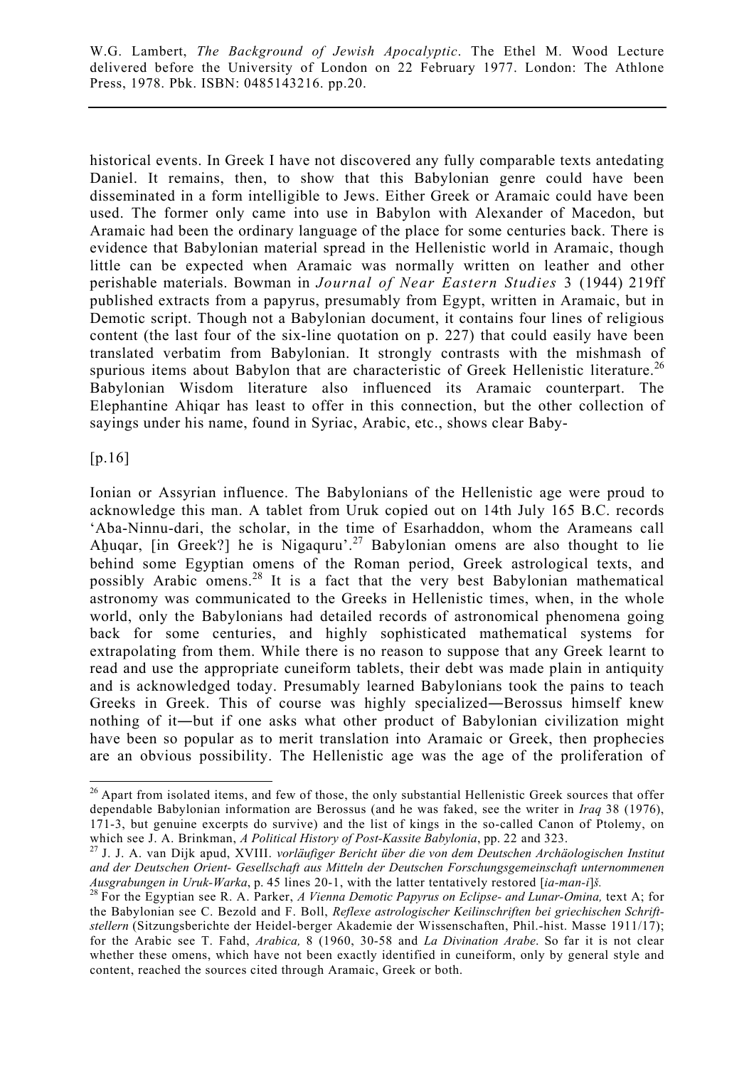historical events. In Greek I have not discovered any fully comparable texts antedating Daniel. It remains, then, to show that this Babylonian genre could have been disseminated in a form intelligible to Jews. Either Greek or Aramaic could have been used. The former only came into use in Babylon with Alexander of Macedon, but Aramaic had been the ordinary language of the place for some centuries back. There is evidence that Babylonian material spread in the Hellenistic world in Aramaic, though little can be expected when Aramaic was normally written on leather and other perishable materials. Bowman in *Journal of Near Eastern Studies* 3 (1944) 219ff published extracts from a papyrus, presumably from Egypt, written in Aramaic, but in Demotic script. Though not a Babylonian document, it contains four lines of religious content (the last four of the six-line quotation on p. 227) that could easily have been translated verbatim from Babylonian. It strongly contrasts with the mishmash of spurious items about Babylon that are characteristic of Greek Hellenistic literature.[26] Babylonian Wisdom literature also influenced its Aramaic counterpart. The Elephantine Ahiqar has least to offer in this connection, but the other collection of sayings under his name, found in Syriac, Arabic, etc., shows clear Baby-

[p.16]

lonian or Assyrian influence. The Babylonians of the Hellenistic age were proud to acknowledge this man. A tablet from Uruk copied out on 14th July 165 B.C. records 'Aba-Ninnu-dari, the scholar, in the time of Esarhaddon, whom the Arameans call Aḫuqar, [in Greek?] he is Nigaquru'.[27] Babylonian omens are also thought to lie behind some Egyptian omens of the Roman period, Greek astrological texts, and possibly Arabic omens.[28] It is a fact that the very best Babylonian mathematical astronomy was communicated to the Greeks in Hellenistic times, when, in the whole world, only the Babylonians had detailed records of astronomical phenomena going back for some centuries, and highly sophisticated mathematical systems for extrapolating from them. While there is no reason to suppose that any Greek learnt to read and use the appropriate cuneiform tablets, their debt was made plain in antiquity and is acknowledged today. Presumably learned Babylonians took the pains to teach Greeks in Greek. This of course was highly specialized―Berossus himself knew nothing of it―but if one asks what other product of Babylonian civilization might have been so popular as to merit translation into Aramaic or Greek, then prophecies are an obvious possibility. The Hellenistic age was the age of the proliferation of

---

[26] Apart from isolated items, and few of those, the only substantial Hellenistic Greek sources that offer dependable Babylonian information are Berossus (and he was faked, see the writer in *Iraq* 38 (1976), 171-3, but genuine excerpts do survive) and the list of kings in the so-called Canon of Ptolemy, on which see J. A. Brinkman, *A Political History of Post-Kassite Babylonia*, pp. 22 and 323.

[27] J. J. A. van Dijk apud, XVIII. *vorläufiger Bericht über die von dem Deutschen Archäologischen Institut and der Deutschen Orient- Gesellschaft aus Mitteln der Deutschen Forschungsgemeinschaft unternommenen Ausgrabungen in Uruk-Warka*, p. 45 lines 20-1, with the latter tentatively restored [*ia-man-i*]*š.*

[28] For the Egyptian see R. A. Parker, *A Vienna Demotic Papyrus on Eclipse- and Lunar-Omina,* text A; for the Babylonian see C. Bezold and F. Boll, *Reflexe astrologischer Keilinschriften bei griechischen Schrift-stellern* (Sitzungsberichte der Heidel-berger Akademie der Wissenschaften, Phil.-hist. Masse 1911/17); for the Arabic see T. Fahd, *Arabica,* 8 (1960, 30-58 and *La Divination Arabe*. So far it is not clear whether these omens, which have not been exactly identified in cuneiform, only by general style and content, reached the sources cited through Aramaic, Greek or both.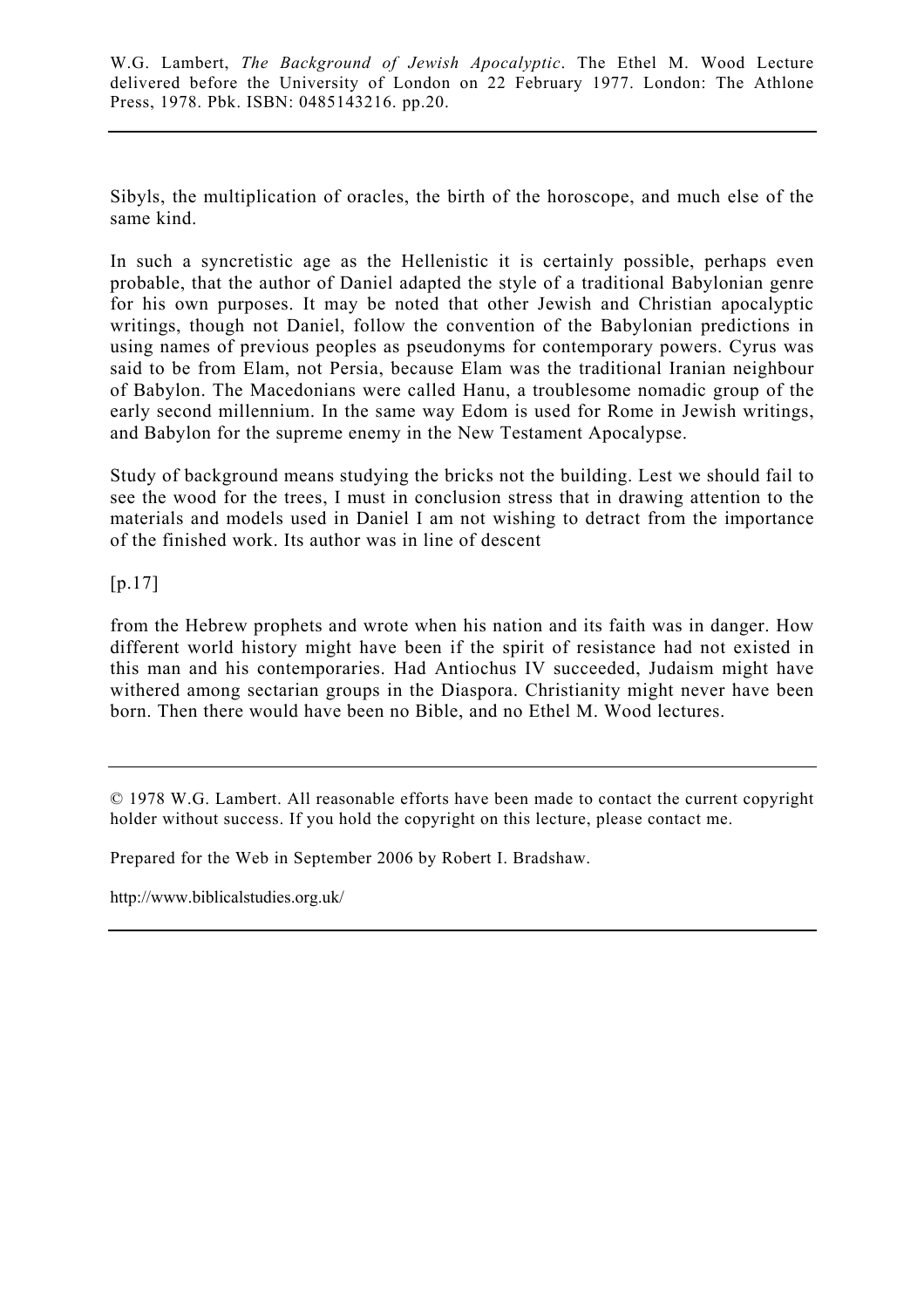Sibyls, the multiplication of oracles, the birth of the horoscope, and much else of the same kind.

In such a syncretistic age as the Hellenistic it is certainly possible, perhaps even probable, that the author of Daniel adapted the style of a traditional Babylonian genre for his own purposes. It may be noted that other Jewish and Christian apocalyptic writings, though not Daniel, follow the convention of the Babylonian predictions in using names of previous peoples as pseudonyms for contemporary powers. Cyrus was said to be from Elam, not Persia, because Elam was the traditional Iranian neighbour of Babylon. The Macedonians were called Hanu, a troublesome nomadic group of the early second millennium. In the same way Edom is used for Rome in Jewish writings, and Babylon for the supreme enemy in the New Testament Apocalypse.

Study of background means studying the bricks not the building. Lest we should fail to see the wood for the trees, I must in conclusion stress that in drawing attention to the materials and models used in Daniel I am not wishing to detract from the importance of the finished work. Its author was in line of descent

[p.17]

from the Hebrew prophets and wrote when his nation and its faith was in danger. How different world history might have been if the spirit of resistance had not existed in this man and his contemporaries. Had Antiochus IV succeeded, Judaism might have withered among sectarian groups in the Diaspora. Christianity might never have been born. Then there would have been no Bible, and no Ethel M. Wood lectures.

---

© 1978 W.G. Lambert. All reasonable efforts have been made to contact the current copyright holder without success. If you hold the copyright on this lecture, please contact me.

Prepared for the Web in September 2006 by Robert I. Bradshaw.

http://www.biblicalstudies.org.uk/